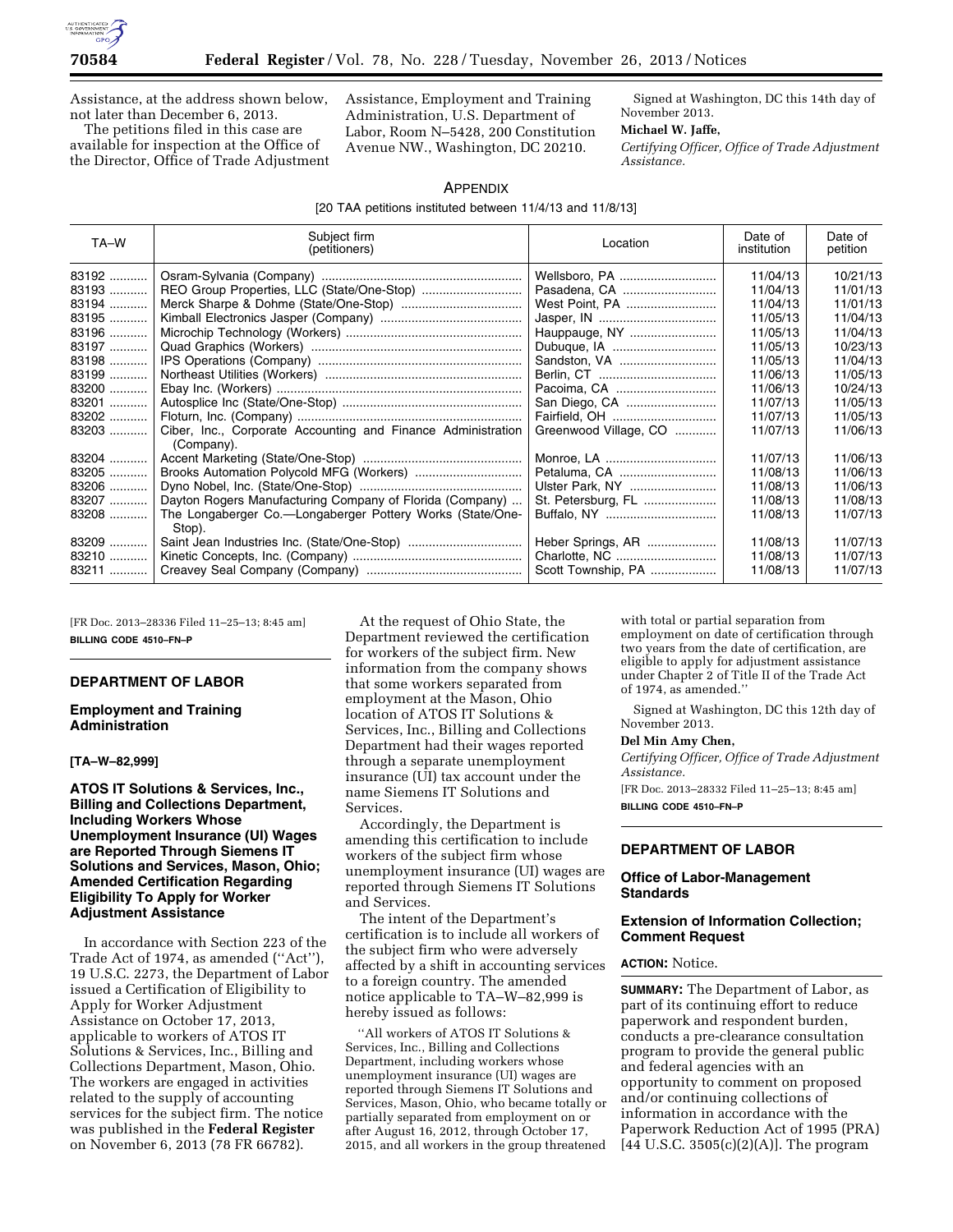Assistance, at the address shown below, not later than December 6, 2013.

The petitions filed in this case are available for inspection at the Office of the Director, Office of Trade Adjustment Assistance, Employment and Training Administration, U.S. Department of Labor, Room N–5428, 200 Constitution Avenue NW., Washington, DC 20210.

Signed at Washington, DC this 14th day of November 2013.

**Michael W. Jaffe,**

*Certifying Officer, Office of Trade Adjustment Assistance.*

## APPENDIX

[20 TAA petitions instituted between 11/4/13 and 11/8/13]

| TA–W | Subject firm (petitioners) | Location | Date of institution | Date of petition |
|---|---|---|---|---|
| 83192 | Osram-Sylvania (Company) | Wellsboro, PA | 11/04/13 | 10/21/13 |
| 83193 | REO Group Properties, LLC (State/One-Stop) | Pasadena, CA | 11/04/13 | 11/01/13 |
| 83194 | Merck Sharpe & Dohme (State/One-Stop) | West Point, PA | 11/04/13 | 11/01/13 |
| 83195 | Kimball Electronics Jasper (Company) | Jasper, IN | 11/05/13 | 11/04/13 |
| 83196 | Microchip Technology (Workers) | Hauppauge, NY | 11/05/13 | 11/04/13 |
| 83197 | Quad Graphics (Workers) | Dubuque, IA | 11/05/13 | 10/23/13 |
| 83198 | IPS Operations (Company) | Sandston, VA | 11/05/13 | 11/04/13 |
| 83199 | Northeast Utilities (Workers) | Berlin, CT | 11/06/13 | 11/05/13 |
| 83200 | Ebay Inc. (Workers) | Pacoima, CA | 11/06/13 | 10/24/13 |
| 83201 | Autosplice Inc (State/One-Stop) | San Diego, CA | 11/07/13 | 11/05/13 |
| 83202 | Floturn, Inc. (Company) | Fairfield, OH | 11/07/13 | 11/05/13 |
| 83203 | Ciber, Inc., Corporate Accounting and Finance Administration (Company). | Greenwood Village, CO | 11/07/13 | 11/06/13 |
| 83204 | Accent Marketing (State/One-Stop) | Monroe, LA | 11/07/13 | 11/06/13 |
| 83205 | Brooks Automation Polycold MFG (Workers) | Petaluma, CA | 11/08/13 | 11/06/13 |
| 83206 | Dyno Nobel, Inc. (State/One-Stop) | Ulster Park, NY | 11/08/13 | 11/06/13 |
| 83207 | Dayton Rogers Manufacturing Company of Florida (Company) | St. Petersburg, FL | 11/08/13 | 11/08/13 |
| 83208 | The Longaberger Co.—Longaberger Pottery Works (State/One-Stop). | Buffalo, NY | 11/08/13 | 11/07/13 |
| 83209 | Saint Jean Industries Inc. (State/One-Stop) | Heber Springs, AR | 11/08/13 | 11/07/13 |
| 83210 | Kinetic Concepts, Inc. (Company) | Charlotte, NC | 11/08/13 | 11/07/13 |
| 83211 | Creavey Seal Company (Company) | Scott Township, PA | 11/08/13 | 11/07/13 |

[FR Doc. 2013–28336 Filed 11–25–13; 8:45 am]

**BILLING CODE 4510–FN–P**

## DEPARTMENT OF LABOR

### Employment and Training Administration

**[TA–W–82,999]**

### ATOS IT Solutions & Services, Inc., Billing and Collections Department, Including Workers Whose Unemployment Insurance (UI) Wages are Reported Through Siemens IT Solutions and Services, Mason, Ohio; Amended Certification Regarding Eligibility To Apply for Worker Adjustment Assistance

In accordance with Section 223 of the Trade Act of 1974, as amended (''Act''), 19 U.S.C. 2273, the Department of Labor issued a Certification of Eligibility to Apply for Worker Adjustment Assistance on October 17, 2013, applicable to workers of ATOS IT Solutions & Services, Inc., Billing and Collections Department, Mason, Ohio. The workers are engaged in activities related to the supply of accounting services for the subject firm. The notice was published in the **Federal Register** on November 6, 2013 (78 FR 66782).

At the request of Ohio State, the Department reviewed the certification for workers of the subject firm. New information from the company shows that some workers separated from employment at the Mason, Ohio location of ATOS IT Solutions & Services, Inc., Billing and Collections Department had their wages reported through a separate unemployment insurance (UI) tax account under the name Siemens IT Solutions and Services.

Accordingly, the Department is amending this certification to include workers of the subject firm whose unemployment insurance (UI) wages are reported through Siemens IT Solutions and Services.

The intent of the Department's certification is to include all workers of the subject firm who were adversely affected by a shift in accounting services to a foreign country. The amended notice applicable to TA–W–82,999 is hereby issued as follows:

''All workers of ATOS IT Solutions & Services, Inc., Billing and Collections Department, including workers whose unemployment insurance (UI) wages are reported through Siemens IT Solutions and Services, Mason, Ohio, who became totally or partially separated from employment on or after August 16, 2012, through October 17, 2015, and all workers in the group threatened with total or partial separation from employment on date of certification through two years from the date of certification, are eligible to apply for adjustment assistance under Chapter 2 of Title II of the Trade Act of 1974, as amended.''

Signed at Washington, DC this 12th day of November 2013.

**Del Min Amy Chen,**

*Certifying Officer, Office of Trade Adjustment Assistance.*

[FR Doc. 2013–28332 Filed 11–25–13; 8:45 am]

**BILLING CODE 4510–FN–P**

## DEPARTMENT OF LABOR

### Office of Labor-Management Standards

### Extension of Information Collection; Comment Request

**ACTION:** Notice.

**SUMMARY:** The Department of Labor, as part of its continuing effort to reduce paperwork and respondent burden, conducts a pre-clearance consultation program to provide the general public and federal agencies with an opportunity to comment on proposed and/or continuing collections of information in accordance with the Paperwork Reduction Act of 1995 (PRA) [44 U.S.C. 3505(c)(2)(A)]. The program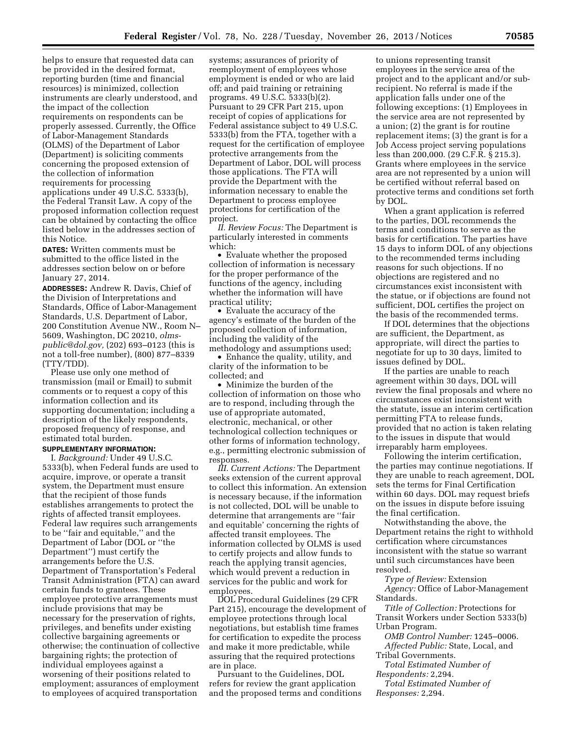helps to ensure that requested data can be provided in the desired format, reporting burden (time and financial resources) is minimized, collection instruments are clearly understood, and the impact of the collection requirements on respondents can be properly assessed. Currently, the Office of Labor-Management Standards (OLMS) of the Department of Labor (Department) is soliciting comments concerning the proposed extension of the collection of information requirements for processing applications under 49 U.S.C. 5333(b), the Federal Transit Law. A copy of the proposed information collection request can be obtained by contacting the office listed below in the addresses section of this Notice.

**DATES:** Written comments must be submitted to the office listed in the addresses section below on or before January 27, 2014.

**ADDRESSES:** Andrew R. Davis, Chief of the Division of Interpretations and Standards, Office of Labor-Management Standards, U.S. Department of Labor, 200 Constitution Avenue NW., Room N–5609, Washington, DC 20210, *olms-public@dol.gov,* (202) 693–0123 (this is not a toll-free number), (800) 877–8339 (TTY/TDD).

Please use only one method of transmission (mail or Email) to submit comments or to request a copy of this information collection and its supporting documentation; including a description of the likely respondents, proposed frequency of response, and estimated total burden.

**SUPPLEMENTARY INFORMATION:**

I. *Background:* Under 49 U.S.C. 5333(b), when Federal funds are used to acquire, improve, or operate a transit system, the Department must ensure that the recipient of those funds establishes arrangements to protect the rights of affected transit employees. Federal law requires such arrangements to be "fair and equitable," and the Department of Labor (DOL or "the Department") must certify the arrangements before the U.S. Department of Transportation's Federal Transit Administration (FTA) can award certain funds to grantees. These employee protective arrangements must include provisions that may be necessary for the preservation of rights, privileges, and benefits under existing collective bargaining agreements or otherwise; the continuation of collective bargaining rights; the protection of individual employees against a worsening of their positions related to employment; assurances of employment to employees of acquired transportation systems; assurances of priority of reemployment of employees whose employment is ended or who are laid off; and paid training or retraining programs. 49 U.S.C. 5333(b)(2). Pursuant to 29 CFR Part 215, upon receipt of copies of applications for Federal assistance subject to 49 U.S.C. 5333(b) from the FTA, together with a request for the certification of employee protective arrangements from the Department of Labor, DOL will process those applications. The FTA will provide the Department with the information necessary to enable the Department to process employee protections for certification of the project.

II. *Review Focus:* The Department is particularly interested in comments which:

- Evaluate whether the proposed collection of information is necessary for the proper performance of the functions of the agency, including whether the information will have practical utility;
- Evaluate the accuracy of the agency's estimate of the burden of the proposed collection of information, including the validity of the methodology and assumptions used;
- Enhance the quality, utility, and clarity of the information to be collected; and
- Minimize the burden of the collection of information on those who are to respond, including through the use of appropriate automated, electronic, mechanical, or other technological collection techniques or other forms of information technology, e.g., permitting electronic submission of responses.

III. *Current Actions:* The Department seeks extension of the current approval to collect this information. An extension is necessary because, if the information is not collected, DOL will be unable to determine that arrangements are "fair and equitable' concerning the rights of affected transit employees. The information collected by OLMS is used to certify projects and allow funds to reach the applying transit agencies, which would prevent a reduction in services for the public and work for employees.

DOL Procedural Guidelines (29 CFR Part 215), encourage the development of employee protections through local negotiations, but establish time frames for certification to expedite the process and make it more predictable, while assuring that the required protections are in place.

Pursuant to the Guidelines, DOL refers for review the grant application and the proposed terms and conditions to unions representing transit employees in the service area of the project and to the applicant and/or sub-recipient. No referral is made if the application falls under one of the following exceptions: (1) Employees in the service area are not represented by a union; (2) the grant is for routine replacement items; (3) the grant is for a Job Access project serving populations less than 200,000. (29 C.F.R. § 215.3). Grants where employees in the service area are not represented by a union will be certified without referral based on protective terms and conditions set forth by DOL.

When a grant application is referred to the parties, DOL recommends the terms and conditions to serve as the basis for certification. The parties have 15 days to inform DOL of any objections to the recommended terms including reasons for such objections. If no objections are registered and no circumstances exist inconsistent with the statue, or if objections are found not sufficient, DOL certifies the project on the basis of the recommended terms.

If DOL determines that the objections are sufficient, the Department, as appropriate, will direct the parties to negotiate for up to 30 days, limited to issues defined by DOL.

If the parties are unable to reach agreement within 30 days, DOL will review the final proposals and where no circumstances exist inconsistent with the statute, issue an interim certification permitting FTA to release funds, provided that no action is taken relating to the issues in dispute that would irreparably harm employees.

Following the interim certification, the parties may continue negotiations. If they are unable to reach agreement, DOL sets the terms for Final Certification within 60 days. DOL may request briefs on the issues in dispute before issuing the final certification.

Notwithstanding the above, the Department retains the right to withhold certification where circumstances inconsistent with the statue so warrant until such circumstances have been resolved.

*Type of Review:* Extension

*Agency:* Office of Labor-Management Standards.

*Title of Collection:* Protections for Transit Workers under Section 5333(b) Urban Program.

*OMB Control Number:* 1245–0006.

*Affected Public:* State, Local, and Tribal Governments.

*Total Estimated Number of Respondents:* 2,294.

*Total Estimated Number of Responses:* 2,294.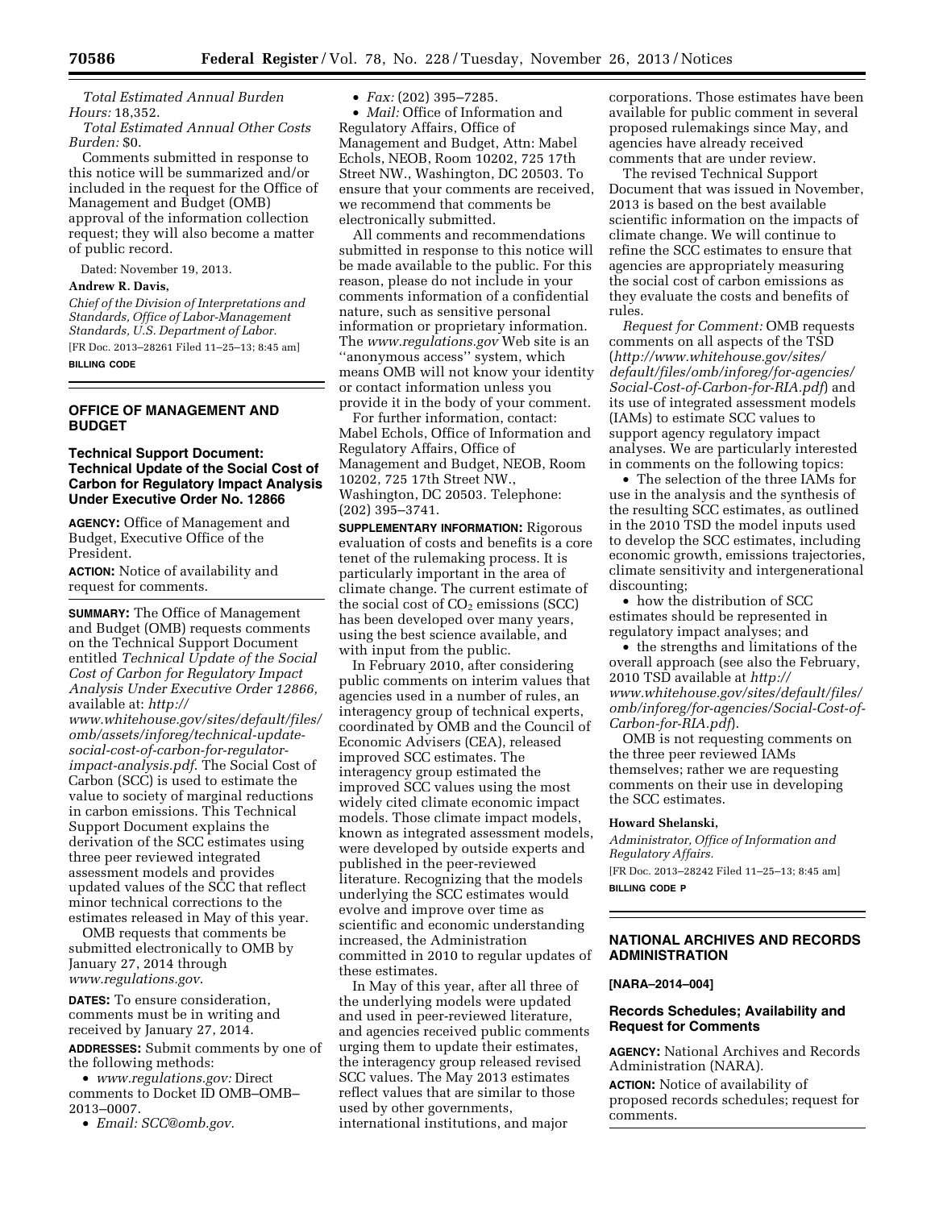*Total Estimated Annual Burden Hours:* 18,352.

*Total Estimated Annual Other Costs Burden:* $0.

Comments submitted in response to this notice will be summarized and/or included in the request for the Office of Management and Budget (OMB) approval of the information collection request; they will also become a matter of public record.

Dated: November 19, 2013.

**Andrew R. Davis,**

*Chief of the Division of Interpretations and Standards, Office of Labor-Management Standards, U.S. Department of Labor.*

[FR Doc. 2013–28261 Filed 11–25–13; 8:45 am]

**BILLING CODE**

## OFFICE OF MANAGEMENT AND BUDGET

### Technical Support Document: Technical Update of the Social Cost of Carbon for Regulatory Impact Analysis Under Executive Order No. 12866

**AGENCY:** Office of Management and Budget, Executive Office of the President.

**ACTION:** Notice of availability and request for comments.

**SUMMARY:** The Office of Management and Budget (OMB) requests comments on the Technical Support Document entitled *Technical Update of the Social Cost of Carbon for Regulatory Impact Analysis Under Executive Order 12866,* available at: *http://www.whitehouse.gov/sites/default/files/omb/assets/inforeg/technical-update-social-cost-of-carbon-for-regulator-impact-analysis.pdf.* The Social Cost of Carbon (SCC) is used to estimate the value to society of marginal reductions in carbon emissions. This Technical Support Document explains the derivation of the SCC estimates using three peer reviewed integrated assessment models and provides updated values of the SCC that reflect minor technical corrections to the estimates released in May of this year.

OMB requests that comments be submitted electronically to OMB by January 27, 2014 through *www.regulations.gov.*

**DATES:** To ensure consideration, comments must be in writing and received by January 27, 2014.

**ADDRESSES:** Submit comments by one of the following methods:

- *www.regulations.gov:* Direct comments to Docket ID OMB–OMB–2013–0007.
- *Email: SCC@omb.gov.*
- *Fax:* (202) 395–7285.
- *Mail:* Office of Information and Regulatory Affairs, Office of Management and Budget, Attn: Mabel Echols, NEOB, Room 10202, 725 17th Street NW., Washington, DC 20503. To ensure that your comments are received, we recommend that comments be electronically submitted.

All comments and recommendations submitted in response to this notice will be made available to the public. For this reason, please do not include in your comments information of a confidential nature, such as sensitive personal information or proprietary information. The *www.regulations.gov* Web site is an ''anonymous access'' system, which means OMB will not know your identity or contact information unless you provide it in the body of your comment.

For further information, contact: Mabel Echols, Office of Information and Regulatory Affairs, Office of Management and Budget, NEOB, Room 10202, 725 17th Street NW., Washington, DC 20503. Telephone: (202) 395–3741.

**SUPPLEMENTARY INFORMATION:** Rigorous evaluation of costs and benefits is a core tenet of the rulemaking process. It is particularly important in the area of climate change. The current estimate of the social cost of $CO_2$ emissions (SCC) has been developed over many years, using the best science available, and with input from the public.

In February 2010, after considering public comments on interim values that agencies used in a number of rules, an interagency group of technical experts, coordinated by OMB and the Council of Economic Advisers (CEA), released improved SCC estimates. The interagency group estimated the improved SCC values using the most widely cited climate economic impact models. Those climate impact models, known as integrated assessment models, were developed by outside experts and published in the peer-reviewed literature. Recognizing that the models underlying the SCC estimates would evolve and improve over time as scientific and economic understanding increased, the Administration committed in 2010 to regular updates of these estimates.

In May of this year, after all three of the underlying models were updated and used in peer-reviewed literature, and agencies received public comments urging them to update their estimates, the interagency group released revised SCC values. The May 2013 estimates reflect values that are similar to those used by other governments, international institutions, and major corporations. Those estimates have been available for public comment in several proposed rulemakings since May, and agencies have already received comments that are under review.

The revised Technical Support Document that was issued in November, 2013 is based on the best available scientific information on the impacts of climate change. We will continue to refine the SCC estimates to ensure that agencies are appropriately measuring the social cost of carbon emissions as they evaluate the costs and benefits of rules.

*Request for Comment:* OMB requests comments on all aspects of the TSD (*http://www.whitehouse.gov/sites/default/files/omb/inforeg/for-agencies/Social-Cost-of-Carbon-for-RIA.pdf*) and its use of integrated assessment models (IAMs) to estimate SCC values to support agency regulatory impact analyses. We are particularly interested in comments on the following topics:

- The selection of the three IAMs for use in the analysis and the synthesis of the resulting SCC estimates, as outlined in the 2010 TSD the model inputs used to develop the SCC estimates, including economic growth, emissions trajectories, climate sensitivity and intergenerational discounting;
- how the distribution of SCC estimates should be represented in regulatory impact analyses; and
- the strengths and limitations of the overall approach (see also the February, 2010 TSD available at *http://www.whitehouse.gov/sites/default/files/omb/inforeg/for-agencies/Social-Cost-of-Carbon-for-RIA.pdf*).

OMB is not requesting comments on the three peer reviewed IAMs themselves; rather we are requesting comments on their use in developing the SCC estimates.

**Howard Shelanski,**

*Administrator, Office of Information and Regulatory Affairs.*

[FR Doc. 2013–28242 Filed 11–25–13; 8:45 am]

**BILLING CODE P**

## NATIONAL ARCHIVES AND RECORDS ADMINISTRATION

**[NARA–2014–004]**

### Records Schedules; Availability and Request for Comments

**AGENCY:** National Archives and Records Administration (NARA).

**ACTION:** Notice of availability of proposed records schedules; request for comments.